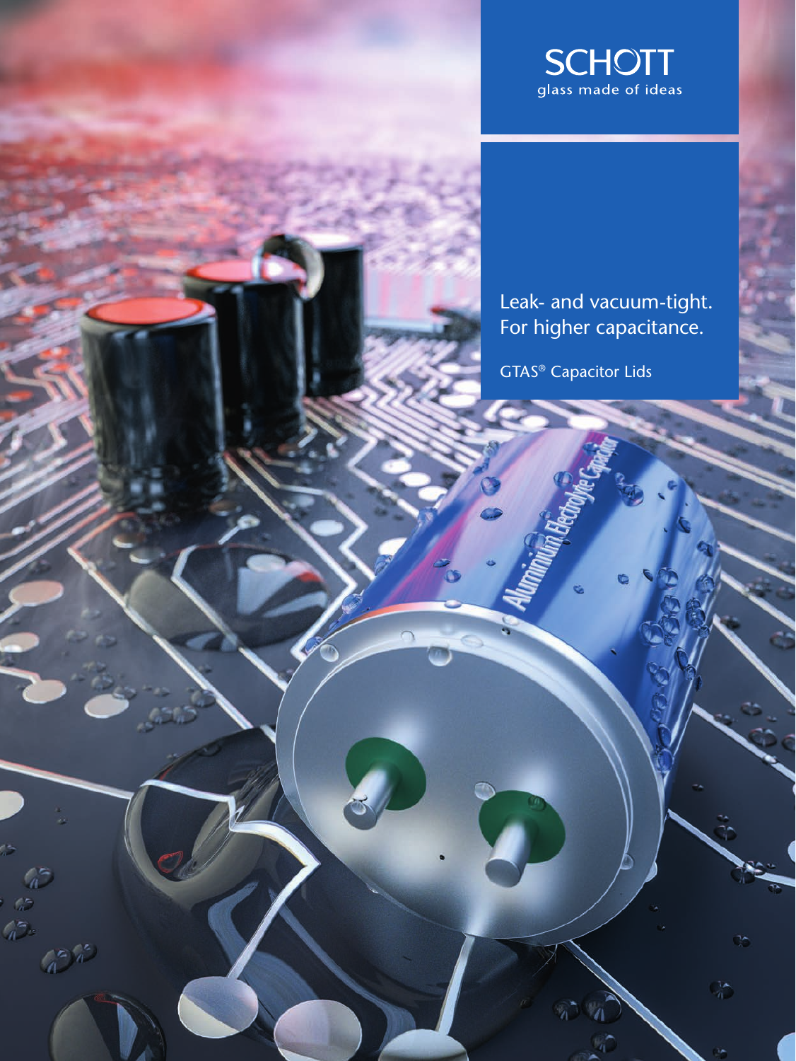SCHOTT
glass made of ideas

Leak- and vacuum-tight.
For higher capacitance.

GTAS® Capacitor Lids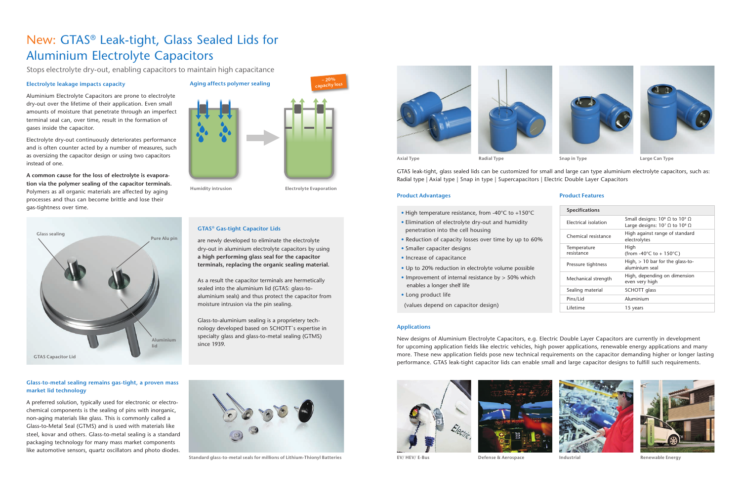# New: GTAS® Leak-tight, Glass Sealed Lids for Aluminium Electrolyte Capacitors

Stops electrolyte dry-out, enabling capacitors to maintain high capacitance

### Electrolyte leakage impacts capacity

Aluminium Electrolyte Capacitors are prone to electrolyte dry-out over the lifetime of their application. Even small amounts of moisture that penetrate through an imperfect terminal seal can, over time, result in the formation of gases inside the capacitor.

Electrolyte dry-out continuously deteriorates performance and is often counter acted by a number of measures, such as oversizing the capacitor design or using two capacitors instead of one.

**A common cause for the loss of electrolyte is evaporation via the polymer sealing of the capacitor terminals.** Polymers as all organic materials are affected by aging processes and thus can become brittle and lose their gas-tightness over time.

### Aging affects polymer sealing

– 20% capacity loss

Humidity intrusion

Electrolyte Evaporation

Glass sealing

Pure Alu pin

Aluminium lid

GTAS Capacitor Lid

### GTAS® Gas-tight Capacitor Lids

are newly developed to eliminate the electrolyte dry-out in aluminium electrolyte capacitors by using **a high performing glass seal for the capacitor terminals, replacing the organic sealing material.**

As a result the capacitor terminals are hermetically sealed into the aluminium lid (GTAS: glass-to-aluminium seals) and thus protect the capacitor from moisture intrusion via the pin sealing.

Glass-to-aluminium sealing is a proprietery technology developed based on SCHOTT`s expertise in specialty glass and glass-to-metal sealing (GTMS) since 1939.

### Glass-to-metal sealing remains gas-tight, a proven mass market lid technology

A preferred solution, typically used for electronic or electrochemical components is the sealing of pins with inorganic, non-aging materials like glass. This is commonly called a Glass-to-Metal Seal (GTMS) and is used with materials like steel, kovar and others. Glass-to-metal sealing is a standard packaging technology for many mass market components like automotive sensors, quartz oscillators and photo diodes.

Standard glass-to-metal seals for millions of Lithium-Thionyl Batteries

Axial Type | Radial Type | Snap in Type | Large Can Type

GTAS leak-tight, glass sealed lids can be customized for small and large can type aluminium electrolyte capacitors, such as: Radial type | Axial type | Snap in type | Supercapacitors | Electric Double Layer Capacitors

### Product Advantages

- High temperature resistance, from -40°C to +150°C
- Elimination of electrolyte dry-out and humidity penetration into the cell housing
- Reduction of capacity losses over time by up to 60%
- Smaller capaciter designs
- Increase of capacitance
- Up to 20% reduction in electrolyte volume possible
- Improvement of internal resistance by > 50% which enables a longer shelf life
- Long product life

(values depend on capacitor design)

### Product Features

| Specifications | |
|---|---|
| Electrical isolation | Small designs: $10^{8}\ \Omega$ to $10^{9}\ \Omega$<br>Large designs: $10^{7}\ \Omega$ to $10^{8}\ \Omega$ |
| Chemical resistance | High against range of standard electrolytes |
| Temperature resistance | High (from -40°C to + 150°C) |
| Pressure tightness | High, > 10 bar for the glass-to-aluminium seal |
| Mechanical strength | High, depending on dimension even very high |
| Sealing material | SCHOTT glass |
| Pins/Lid | Aluminium |
| Lifetime | 15 years |

### Applications

New designs of Aluminium Electrolyte Capacitors, e.g. Electric Double Layer Capacitors are currently in development for upcoming application fields like electric vehicles, high power applications, renewable energy applications and many more. These new application fields pose new technical requirements on the capacitor demanding higher or longer lasting performance. GTAS leak-tight capacitor lids can enable small and large capacitor designs to fulfill such requirements.

EV/ HEV/ E-Bus | Defense & Aerospace | Industrial | Renewable Energy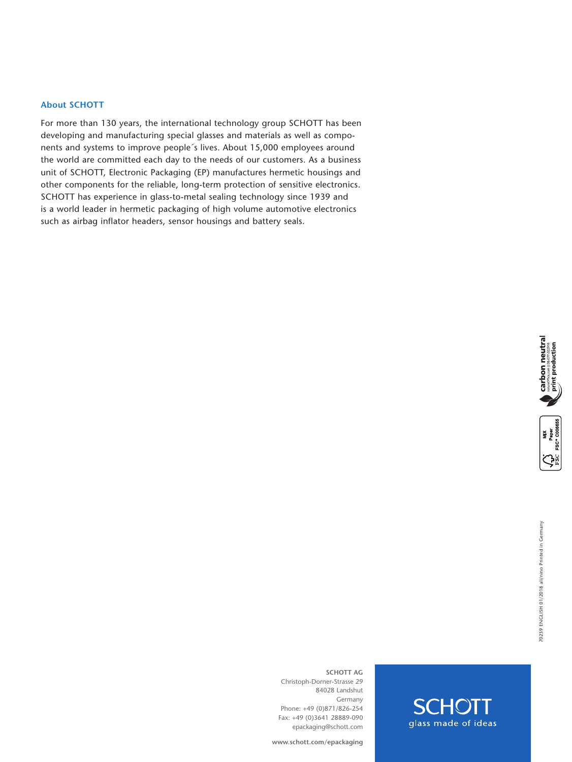## About SCHOTT

For more than 130 years, the international technology group SCHOTT has been developing and manufacturing special glasses and materials as well as components and systems to improve people´s lives. About 15,000 employees around the world are committed each day to the needs of our customers. As a business unit of SCHOTT, Electronic Packaging (EP) manufactures hermetic housings and other components for the reliable, long-term protection of sensitive electronics. SCHOTT has experience in glass-to-metal sealing technology since 1939 and is a world leader in hermetic packaging of high volume automotive electronics such as airbag inflator headers, sensor housings and battery seals.

carbon neutral print production

MIX Paper FSC® C006655

70239 ENGLISH 01/2018 all/nino Printed in Germany

**SCHOTT AG**
Christoph-Dorner-Strasse 29
84028 Landshut
Germany
Phone: +49 (0)871/826-254
Fax: +49 (0)3641 28889-090
epackaging@schott.com

**www.schott.com/epackaging**

SCHOTT
glass made of ideas